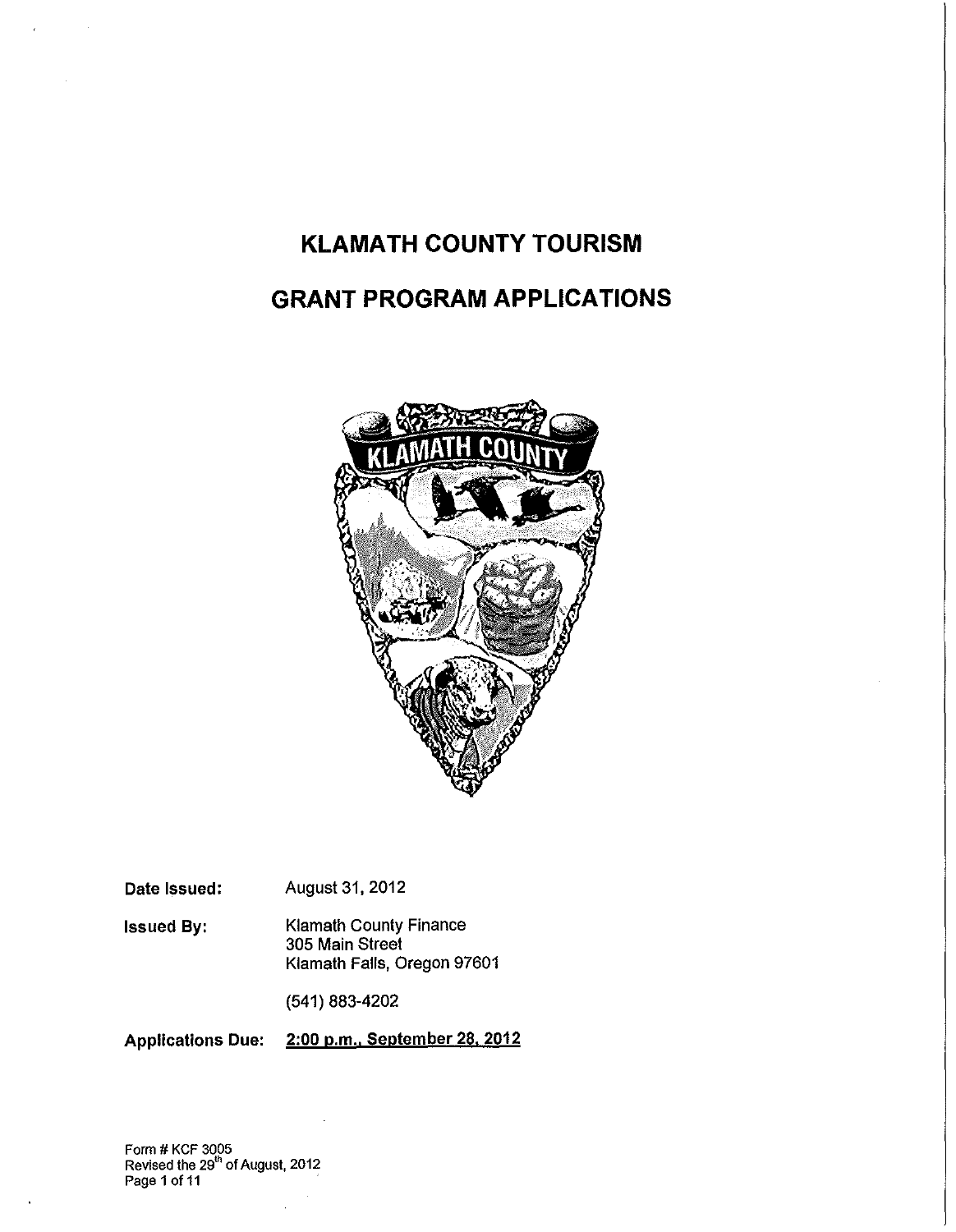# KLAMATH COUNTY TOURISM

# GRANT PROGRAM APPLICATIONS

**Date Issued:** August 31, 2012

**Issued By:** Klamath County Finance
305 Main Street
Klamath Falls, Oregon 97601

(541) 883-4202

**Applications Due:** **2:00 p.m., September 28, 2012**

Form # KCF 3005
Revised the 29th of August, 2012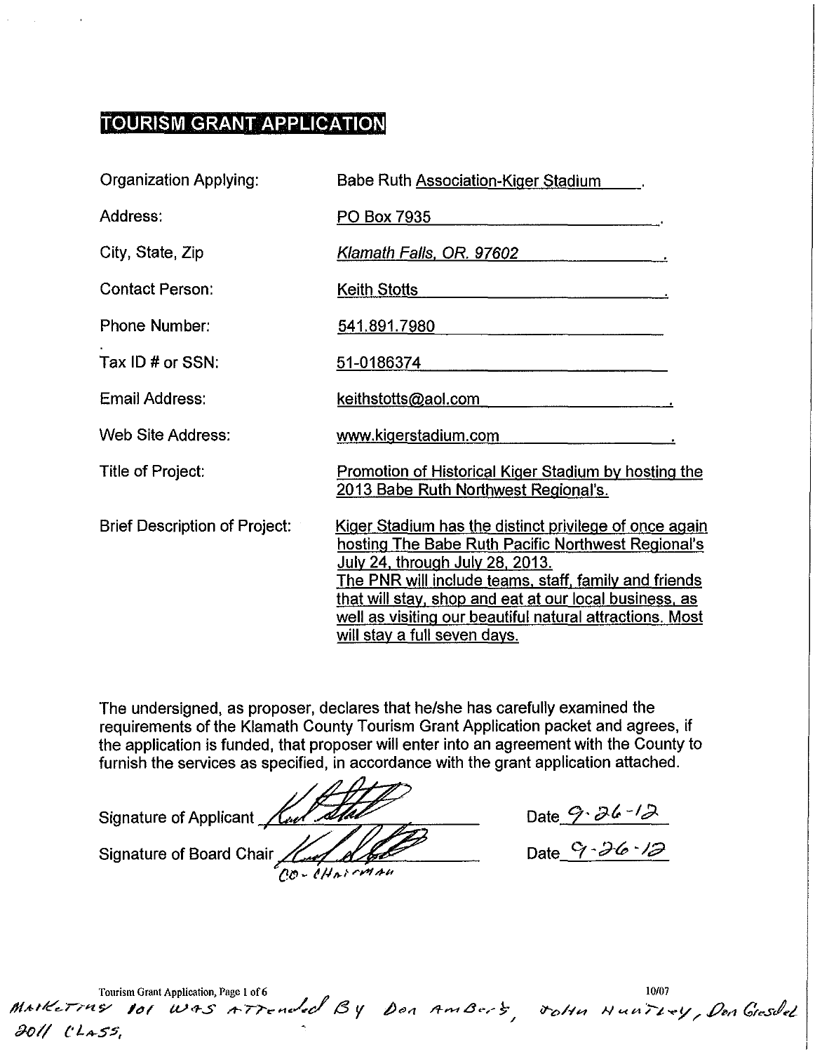# TOURISM GRANT APPLICATION

| | |
|---|---|
| Organization Applying: | Babe Ruth Association-Kiger Stadium. |
| Address: | PO Box 7935. |
| City, State, Zip | *Klamath Falls, OR. 97602*. |
| Contact Person: | Keith Stotts. |
| Phone Number: | 541.891.7980 |
| Tax ID # or SSN: | 51-0186374 |
| Email Address: | keithstotts@aol.com. |
| Web Site Address: | www.kigerstadium.com. |
| Title of Project: | Promotion of Historical Kiger Stadium by hosting the 2013 Babe Ruth Northwest Regional's. |
| Brief Description of Project: | Kiger Stadium has the distinct privilege of once again hosting The Babe Ruth Pacific Northwest Regional's July 24, through July 28, 2013. The PNR will include teams, staff, family and friends that will stay, shop and eat at our local business, as well as visiting our beautiful natural attractions. Most will stay a full seven days. |

The undersigned, as proposer, declares that he/she has carefully examined the requirements of the Klamath County Tourism Grant Application packet and agrees, if the application is funded, that proposer will enter into an agreement with the County to furnish the services as specified, in accordance with the grant application attached.

Signature of Applicant _[signature]_ Date 9-26-12

Signature of Board Chair _[signature]_ Date 9-26-12

CO-CHAIRMAN

Tourism Grant Application, Page 1 of 6 10/07

MARKETING 101 WAS ATTENDED BY DON AMBERS, JOHN HUNTLEY, DON GRESDEL 2011 CLASS.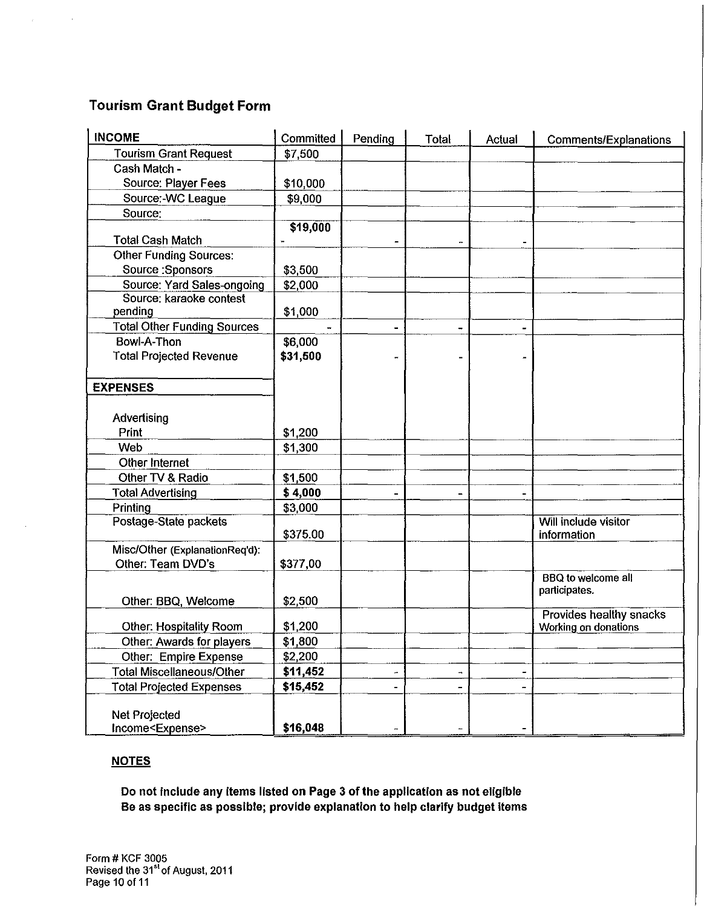## Tourism Grant Budget Form

| INCOME | Committed | Pending | Total | Actual | Comments/Explanations |
|---|---|---|---|---|---|
| Tourism Grant Request | $7,500 | | | | |
| Cash Match - | | | | | |
| Source: Player Fees | $10,000 | | | | |
| Source:-WC League | $9,000 | | | | |
| Source: | | | | | |
| Total Cash Match | $19,000 - | - | - | - | |
| Other Funding Sources: | | | | | |
| Source :Sponsors | $3,500 | | | | |
| Source: Yard Sales-ongoing | $2,000 | | | | |
| Source: karaoke contest pending | $1,000 | | | | |
| Total Other Funding Sources | - | - | - | - | |
| Bowl-A-Thon | $6,000 | | | | |
| Total Projected Revenue | $31,500 | - | - | - | |
| **EXPENSES** | | | | | |
| Advertising | | | | | |
| Print | $1,200 | | | | |
| Web | $1,300 | | | | |
| Other Internet | | | | | |
| Other TV & Radio | $1,500 | | | | |
| Total Advertising | $ 4,000 | - | - | - | |
| Printing | $3,000 | | | | |
| Postage-State packets | $375.00 | | | | Will include visitor information |
| Misc/Other (ExplanationReq'd): | | | | | |
| Other: Team DVD's | $377,00 | | | | |
| Other: BBQ, Welcome | $2,500 | | | | BBQ to welcome all participates. |
| Other: Hospitality Room | $1,200 | | | | Provides healthy snacks Working on donations |
| Other: Awards for players | $1,800 | | | | |
| Other: Empire Expense | $2,200 | | | | |
| Total Miscellaneous/Other | $11,452 | - | - | - | |
| Total Projected Expenses | $15,452 | - | - | - | |
| Net Projected Income<Expense> | $16,048 | - | - | - | |

**NOTES**

**Do not include any items listed on Page 3 of the application as not eligible**
**Be as specific as possible; provide explanation to help clarify budget items**

Form # KCF 3005
Revised the 31st of August, 2011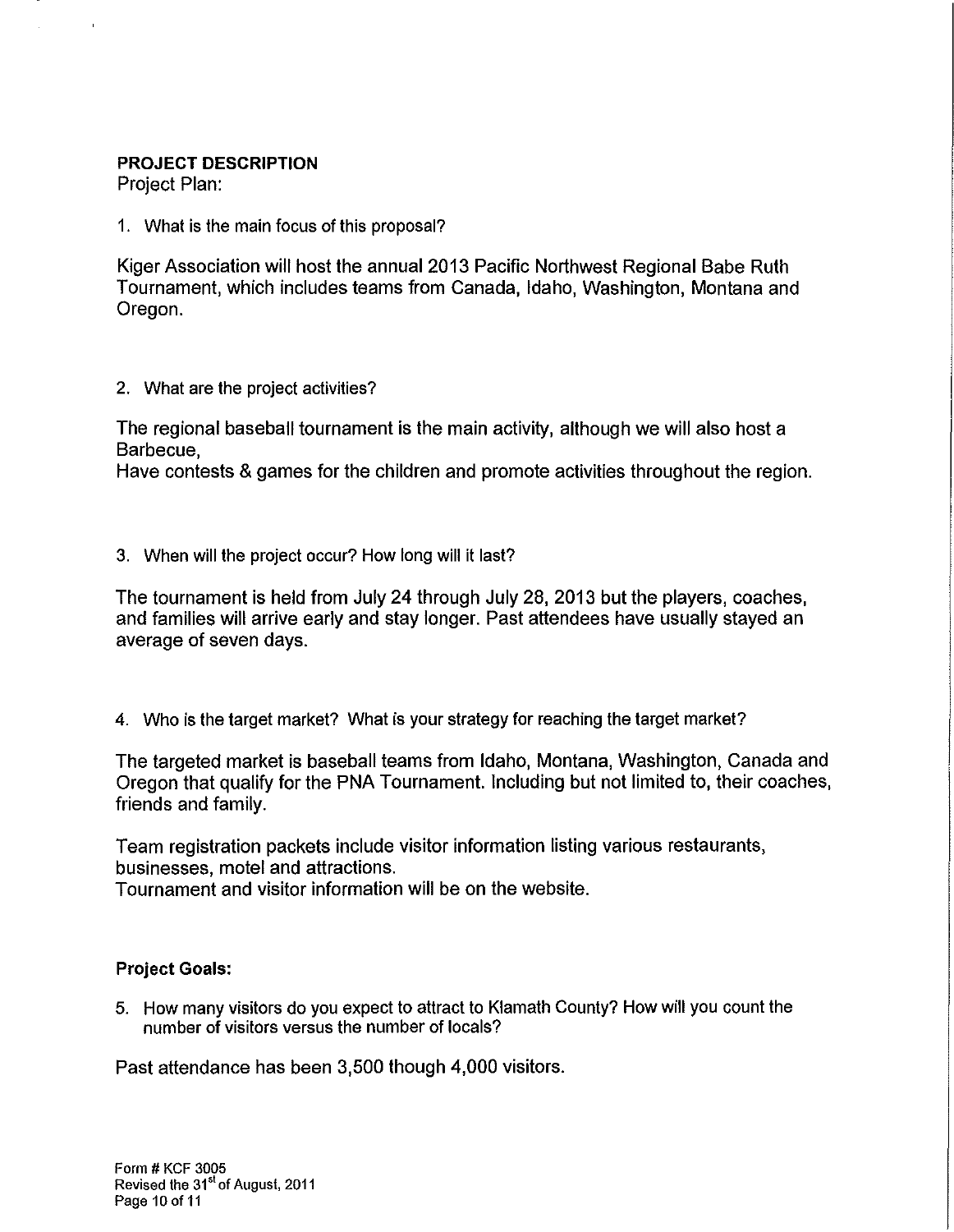**PROJECT DESCRIPTION**

Project Plan:

1. What is the main focus of this proposal?

Kiger Association will host the annual 2013 Pacific Northwest Regional Babe Ruth Tournament, which includes teams from Canada, Idaho, Washington, Montana and Oregon.

2. What are the project activities?

The regional baseball tournament is the main activity, although we will also host a Barbecue,
Have contests & games for the children and promote activities throughout the region.

3. When will the project occur? How long will it last?

The tournament is held from July 24 through July 28, 2013 but the players, coaches, and families will arrive early and stay longer. Past attendees have usually stayed an average of seven days.

4. Who is the target market? What is your strategy for reaching the target market?

The targeted market is baseball teams from Idaho, Montana, Washington, Canada and Oregon that qualify for the PNA Tournament. Including but not limited to, their coaches, friends and family.

Team registration packets include visitor information listing various restaurants, businesses, motel and attractions.
Tournament and visitor information will be on the website.

**Project Goals:**

5. How many visitors do you expect to attract to Klamath County? How will you count the number of visitors versus the number of locals?

Past attendance has been 3,500 though 4,000 visitors.

Form # KCF 3005
Revised the 31st of August, 2011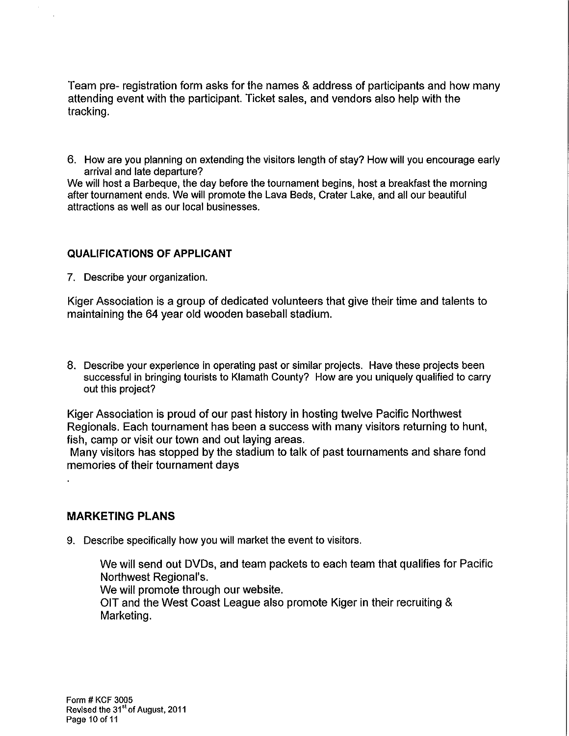Team pre- registration form asks for the names & address of participants and how many attending event with the participant. Ticket sales, and vendors also help with the tracking.

6. How are you planning on extending the visitors length of stay? How will you encourage early arrival and late departure?

We will host a Barbeque, the day before the tournament begins, host a breakfast the morning after tournament ends. We will promote the Lava Beds, Crater Lake, and all our beautiful attractions as well as our local businesses.

### QUALIFICATIONS OF APPLICANT

7. Describe your organization.

Kiger Association is a group of dedicated volunteers that give their time and talents to maintaining the 64 year old wooden baseball stadium.

8. Describe your experience in operating past or similar projects. Have these projects been successful in bringing tourists to Klamath County? How are you uniquely qualified to carry out this project?

Kiger Association is proud of our past history in hosting twelve Pacific Northwest Regionals. Each tournament has been a success with many visitors returning to hunt, fish, camp or visit our town and out laying areas.

Many visitors has stopped by the stadium to talk of past tournaments and share fond memories of their tournament days

.

## MARKETING PLANS

9. Describe specifically how you will market the event to visitors.

We will send out DVDs, and team packets to each team that qualifies for Pacific Northwest Regional's.

We will promote through our website.

OIT and the West Coast League also promote Kiger in their recruiting & Marketing.

Form # KCF 3005
Revised the 31st of August, 2011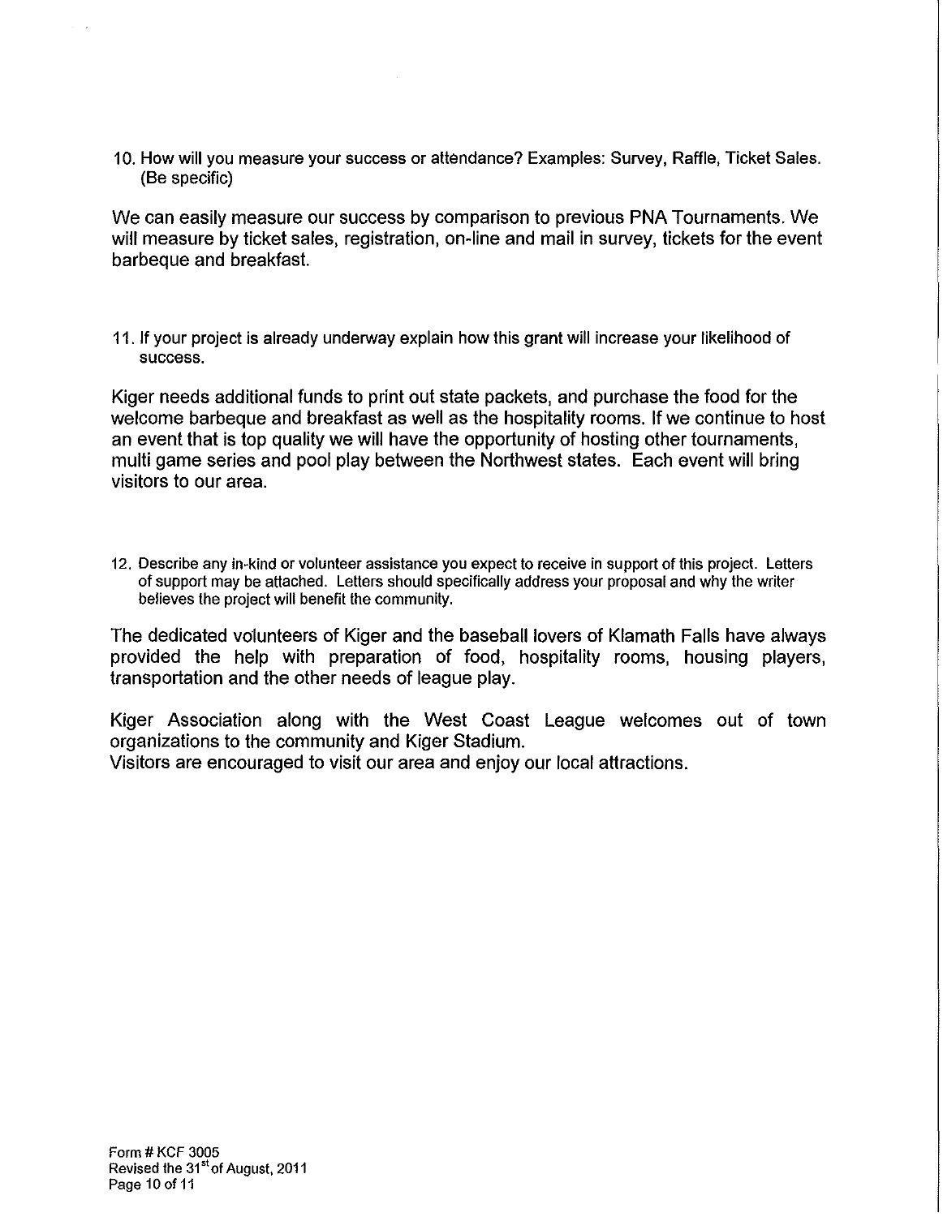10. How will you measure your success or attendance? Examples: Survey, Raffle, Ticket Sales. (Be specific)

We can easily measure our success by comparison to previous PNA Tournaments. We will measure by ticket sales, registration, on-line and mail in survey, tickets for the event barbeque and breakfast.

11. If your project is already underway explain how this grant will increase your likelihood of success.

Kiger needs additional funds to print out state packets, and purchase the food for the welcome barbeque and breakfast as well as the hospitality rooms. If we continue to host an event that is top quality we will have the opportunity of hosting other tournaments, multi game series and pool play between the Northwest states. Each event will bring visitors to our area.

12. Describe any in-kind or volunteer assistance you expect to receive in support of this project. Letters of support may be attached. Letters should specifically address your proposal and why the writer believes the project will benefit the community.

The dedicated volunteers of Kiger and the baseball lovers of Klamath Falls have always provided the help with preparation of food, hospitality rooms, housing players, transportation and the other needs of league play.

Kiger Association along with the West Coast League welcomes out of town organizations to the community and Kiger Stadium.
Visitors are encouraged to visit our area and enjoy our local attractions.

Form # KCF 3005
Revised the 31st of August, 2011